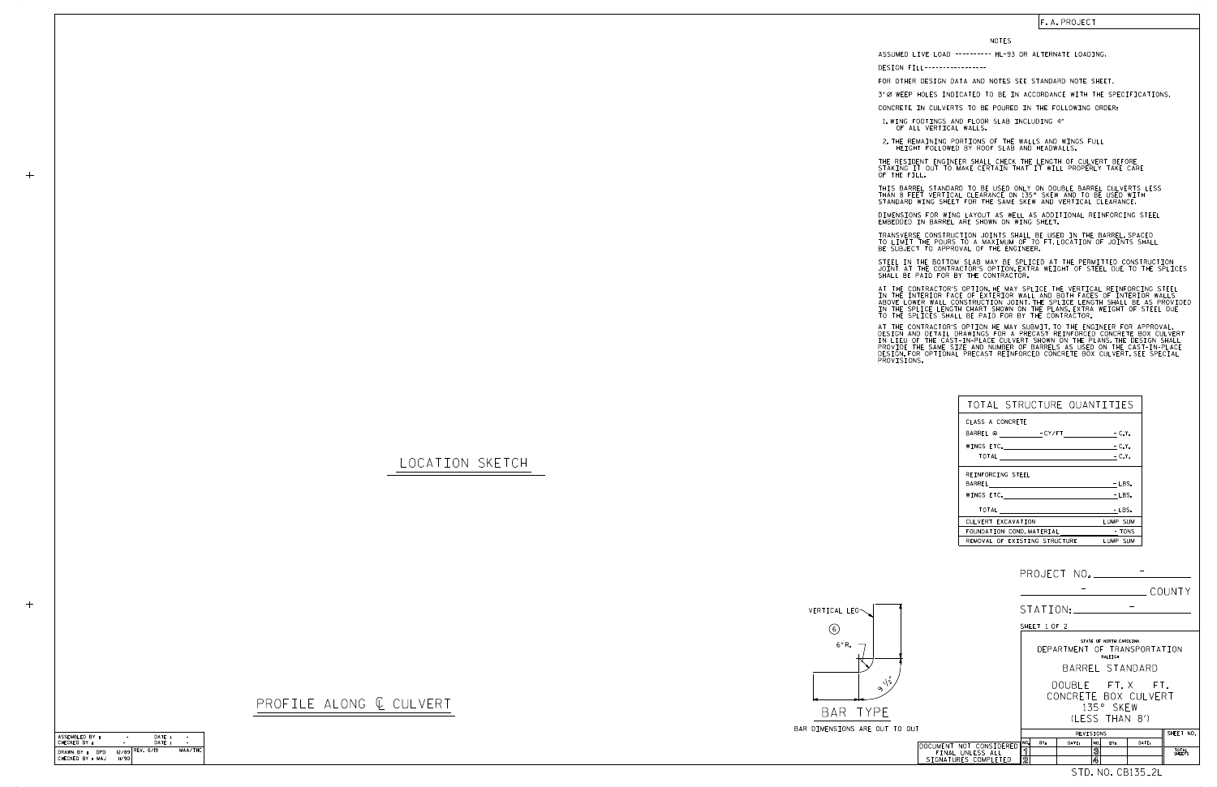F. A. PROJECT

## NOTES

ASSUMED LIVE LOAD ---------- HL-93 OR ALTERNATE LOADING.

DESIGN FILL-----------------

FOR OTHER DESIGN DATA AND NOTES SEE STANDARD NOTE SHEET.

3" Ø WEEP HOLES INDICATED TO BE IN ACCORDANCE WITH THE SPECIFICATIONS.

CONCRETE IN CULVERTS TO BE POURED IN THE FOLLOWING ORDER:

1. WING FOOTINGS AND FLOOR SLAB INCLUDING 4" OF ALL VERTICAL WALLS.
2. THE REMAINING PORTIONS OF THE WALLS AND WINGS FULL HEIGHT FOLLOWED BY ROOF SLAB AND HEADWALLS.

THE RESIDENT ENGINEER SHALL CHECK THE LENGTH OF CULVERT BEFORE STAKING IT OUT TO MAKE CERTAIN THAT IT WILL PROPERLY TAKE CARE OF THE FILL.

THIS BARREL STANDARD TO BE USED ONLY ON DOUBLE BARREL CULVERTS LESS THAN 8 FEET VERTICAL CLEARANCE ON 135° SKEW AND TO BE USED WITH STANDARD WING SHEET FOR THE SAME SKEW AND VERTICAL CLEARANCE.

DIMENSIONS FOR WING LAYOUT AS WELL AS ADDITIONAL REINFORCING STEEL EMBEDDED IN BARREL ARE SHOWN ON WING SHEET.

TRANSVERSE CONSTRUCTION JOINTS SHALL BE USED IN THE BARREL, SPACED TO LIMIT THE POURS TO A MAXIMUM OF 70 FT. LOCATION OF JOINTS SHALL BE SUBJECT TO APPROVAL OF THE ENGINEER.

STEEL IN THE BOTTOM SLAB MAY BE SPLICED AT THE PERMITTED CONSTRUCTION JOINT AT THE CONTRACTOR'S OPTION. EXTRA WEIGHT OF STEEL DUE TO THE SPLICES SHALL BE PAID FOR BY THE CONTRACTOR.

AT THE CONTRACTOR'S OPTION, HE MAY SPLICE THE VERTICAL REINFORCING STEEL IN THE INTERIOR FACE OF EXTERIOR WALL AND BOTH FACES OF INTERIOR WALLS ABOVE LOWER WALL CONSTRUCTION JOINT. THE SPLICE LENGTH SHALL BE AS PROVIDED IN THE SPLICE LENGTH CHART SHOWN ON THE PLANS. EXTRA WEIGHT OF STEEL DUE TO THE SPLICES SHALL BE PAID FOR BY THE CONTRACTOR.

AT THE CONTRACTOR'S OPTION HE MAY SUBMIT, TO THE ENGINEER FOR APPROVAL, DESIGN AND DETAIL DRAWINGS FOR A PRECAST REINFORCED CONCRETE BOX CULVERT IN LIEU OF THE CAST-IN-PLACE CULVERT SHOWN ON THE PLANS. THE DESIGN SHALL PROVIDE THE SAME SIZE AND NUMBER OF BARRELS AS USED ON THE CAST-IN-PLACE DESIGN. FOR OPTIONAL PRECAST REINFORCED CONCRETE BOX CULVERT, SEE SPECIAL PROVISIONS.

| TOTAL STRUCTURE QUANTITIES | |
|---|---|
| CLASS A CONCRETE | |
| BARREL @ ______ - CY/FT | - C.Y. |
| WINGS ETC. | - C.Y. |
| TOTAL | - C.Y. |
| REINFORCING STEEL | |
| BARREL | - LBS. |
| WINGS ETC. | - LBS. |
| TOTAL | - LBS. |
| CULVERT EXCAVATION | LUMP SUM |
| FOUNDATION COND. MATERIAL | - TONS |
| REMOVAL OF EXISTING STRUCTURE | LUMP SUM |

LOCATION SKETCH

PROFILE ALONG ℄ CULVERT

VERTICAL LEG

⑥

6" R.

9 1/2"

BAR TYPE

BAR DIMENSIONS ARE OUT TO OUT

PROJECT NO. -

- COUNTY

STATION: -

SHEET 1 OF 2

STATE OF NORTH CAROLINA
DEPARTMENT OF TRANSPORTATION
RALEIGH

BARREL STANDARD

DOUBLE FT. X FT.
CONCRETE BOX CULVERT
135° SKEW
(LESS THAN 8')

| REVISIONS | | | | | | SHEET NO. |
|---|---|---|---|---|---|---|
| NO. | BY: | DATE: | NO. | BY: | DATE: | |
| 1 | | | 3 | | | TOTAL SHEETS |
| 2 | | | 4 | | | |

DOCUMENT NOT CONSIDERED FINAL UNLESS ALL SIGNATURES COMPLETED

| ASSEMBLED BY : - | DATE : - |
|---|---|
| CHECKED BY : - | DATE : - |
| DRAWN BY : DPD 12/89 | REV. 6/19 MAA/THC |
| CHECKED BY : MAJ 11/90 | |

STD. NO. CB135_2L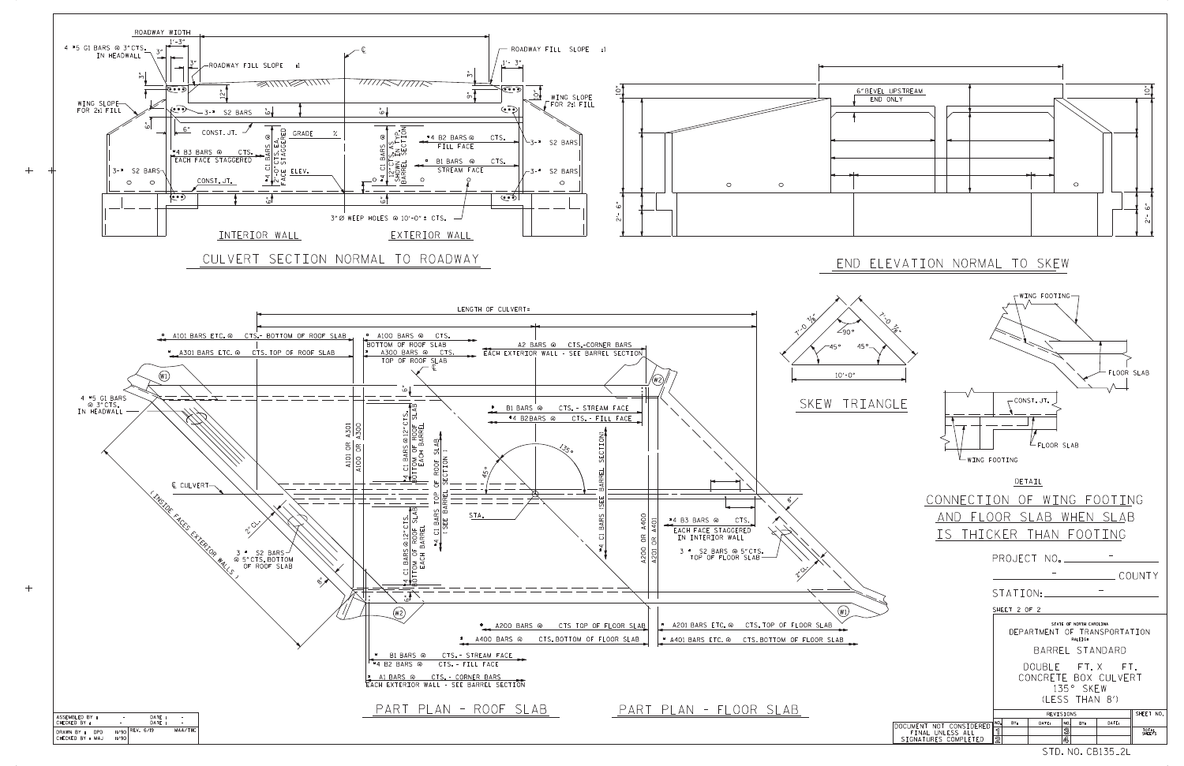## CULVERT SECTION NORMAL TO ROADWAY

ROADWAY WIDTH

4 #5 G1 BARS @ 3" CTS. IN HEADWALL

1'-3"

3"

3"

ROADWAY FILL SLOPE :1

℄

ROADWAY FILL SLOPE :1

1'-3"

3"

9"

10"

12"

WING SLOPE FOR 2:1 FILL

WING SLOPE FOR 2:1 FILL

3-# S2 BARS

6"

6"

6"

CONST. JT.

#4 C1 BARS @ 12" CTS. EA. FACE STAGGERED

GRADE %

#4 C1 BARS @ 12" CTS. AS SHOWN IN TYP. BARREL SECTION

#4 B2 BARS @ CTS. FILL FACE

B1 BARS @ CTS. STREAM FACE

3-# S2 BARS

3-# S2 BARS

#4 B3 BARS @ CTS. EACH FACE STAGGERED

ELEV.

3-# S2 BARS

CONST. JT.

6"

6"

3" Ø WEEP HOLES @ 10'-0" ± CTS.

INTERIOR WALL

EXTERIOR WALL

## END ELEVATION NORMAL TO SKEW

6" BEVEL UPSTREAM END ONLY

10"

10"

2'-6"

2'-6"

## SKEW TRIANGLE

7'-0 ⅞"

7'-0 ⅞"

90°

45°

45°

10'-0"

## DETAIL

WING FOOTING

FLOOR SLAB

CONST. JT.

FLOOR SLAB

WING FOOTING

CONNECTION OF WING FOOTING AND FLOOR SLAB WHEN SLAB IS THICKER THAN FOOTING

## PART PLAN - ROOF SLAB / PART PLAN - FLOOR SLAB

LENGTH OF CULVERT=

# A101 BARS ETC. @ CTS.- BOTTOM OF ROOF SLAB

# A301 BARS ETC. @ CTS. TOP OF ROOF SLAB

# A100 BARS @ CTS. BOTTOM OF ROOF SLAB

# A300 BARS @ CTS. TOP OF ROOF SLAB

A2 BARS @ CTS.-CORNER BARS EACH EXTERIOR WALL - SEE BARREL SECTION

℄

W1

W2

4 #5 G1 BARS @ 3" CTS. IN HEADWALL

6"

A101 OR A301

A100 OR A300

# B1 BARS @ CTS. - STREAM FACE

#4 B2 BARS @ CTS. - FILL FACE

#4 C1 BARS @ 12" CTS. BOTTOM OF ROOF SLAB EACH BARREL

#4 C1 BARS TOP OF ROOF SLAB (SEE BARREL SECTION)

#4 C1 BARS (SEE BARREL SECTION)

135°

45°

℄ CULVERT

(INSIDE FACES EXTERIOR WALLS)

2" CL.

3 # S2 BARS @ 5" CTS. BOTTOM OF ROOF SLAB

8"

STA.

#4 C1 BARS @ 12" CTS. BOTTOM OF ROOF SLAB EACH BARREL

A200 OR A400

A201 OR A401

#4 B3 BARS @ CTS. EACH FACE STAGGERED IN INTERIOR WALL

3 # S2 BARS @ 5" CTS. TOP OF FLOOR SLAB

8"

2" CL.

W2

W1

# A200 BARS @ CTS TOP OF FLOOR SLAB

# A400 BARS @ CTS. BOTTOM OF FLOOR SLAB

# A201 BARS ETC. @ CTS. TOP OF FLOOR SLAB

# A401 BARS ETC. @ CTS. BOTTOM OF FLOOR SLAB

# B1 BARS @ CTS.- STREAM FACE

#4 B2 BARS @ CTS. - FILL FACE

# A1 BARS @ CTS. - CORNER BARS EACH EXTERIOR WALL - SEE BARREL SECTION

PART PLAN - ROOF SLAB

PART PLAN - FLOOR SLAB

---

PROJECT NO. -

- COUNTY

STATION: -

SHEET 2 OF 2

STATE OF NORTH CAROLINA
DEPARTMENT OF TRANSPORTATION
RALEIGH

BARREL STANDARD

DOUBLE FT. X FT.
CONCRETE BOX CULVERT
135° SKEW
(LESS THAN 8')

| REVISIONS | | | | | | SHEET NO. |
|---|---|---|---|---|---|---|
| NO. | BY: | DATE: | NO. | BY: | DATE: | |
| 1 | | | 3 | | | TOTAL SHEETS |
| 2 | | | 4 | | | |

DOCUMENT NOT CONSIDERED FINAL UNLESS ALL SIGNATURES COMPLETED

| | | | |
|---|---|---|---|
| ASSEMBLED BY : | - | DATE : | - |
| CHECKED BY : | - | DATE : | - |
| DRAWN BY : DPD | 11/90 | REV. 6/19 | MAA/THC |
| CHECKED BY : MAJ | 11/90 | | |

STD. NO. CB135_2L